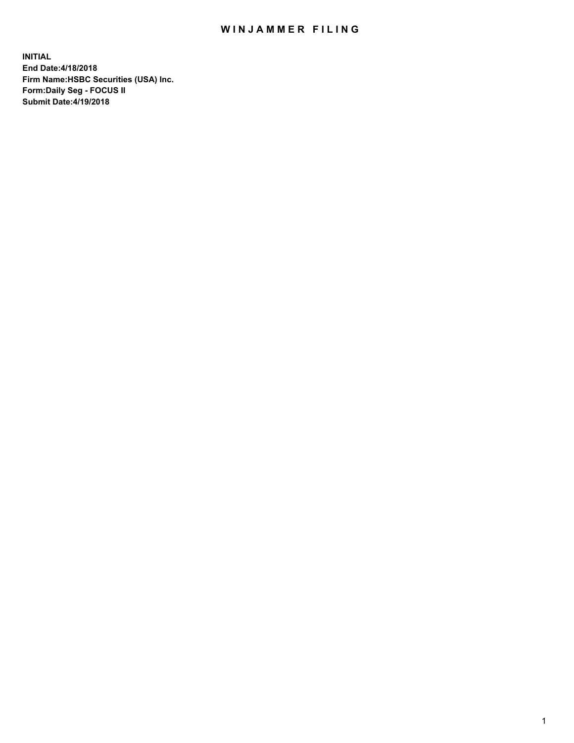# WINJAMMER FILING

**INITIAL**
**End Date:4/18/2018**
**Firm Name:HSBC Securities (USA) Inc.**
**Form:Daily Seg - FOCUS II**
**Submit Date:4/19/2018**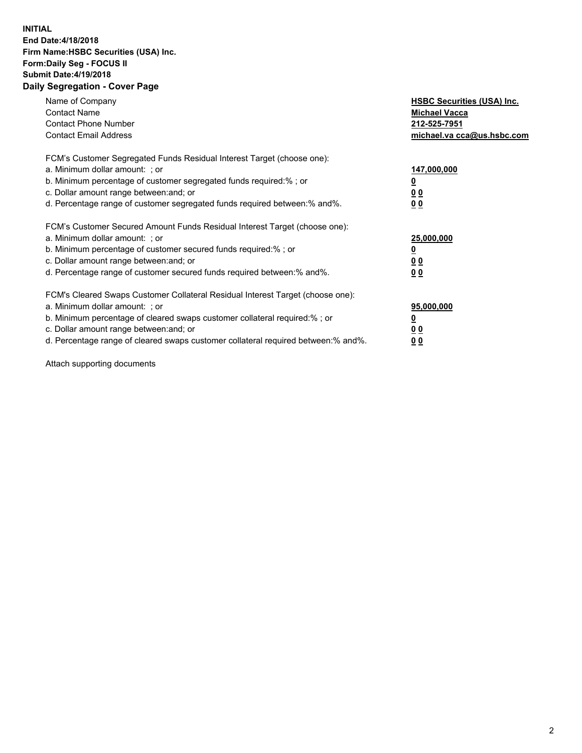**INITIAL**
**End Date:4/18/2018**
**Firm Name:HSBC Securities (USA) Inc.**
**Form:Daily Seg - FOCUS II**
**Submit Date:4/19/2018**

## Daily Segregation - Cover Page

| | |
|---|---|
| Name of Company | **HSBC Securities (USA) Inc.** |
| Contact Name | **Michael Vacca** |
| Contact Phone Number | **212-525-7951** |
| Contact Email Address | **michael.va cca@us.hsbc.com** |

| | |
|---|---|
| FCM's Customer Segregated Funds Residual Interest Target (choose one): | |
| a. Minimum dollar amount: ; or | **147,000,000** |
| b. Minimum percentage of customer segregated funds required:% ; or | **0** |
| c. Dollar amount range between:and; or | **0 0** |
| d. Percentage range of customer segregated funds required between:% and%. | **0 0** |
| FCM's Customer Secured Amount Funds Residual Interest Target (choose one): | |
| a. Minimum dollar amount: ; or | **25,000,000** |
| b. Minimum percentage of customer secured funds required:% ; or | **0** |
| c. Dollar amount range between:and; or | **0 0** |
| d. Percentage range of customer secured funds required between:% and%. | **0 0** |
| FCM's Cleared Swaps Customer Collateral Residual Interest Target (choose one): | |
| a. Minimum dollar amount: ; or | **95,000,000** |
| b. Minimum percentage of cleared swaps customer collateral required:% ; or | **0** |
| c. Dollar amount range between:and; or | **0 0** |
| d. Percentage range of cleared swaps customer collateral required between:% and%. | **0 0** |

Attach supporting documents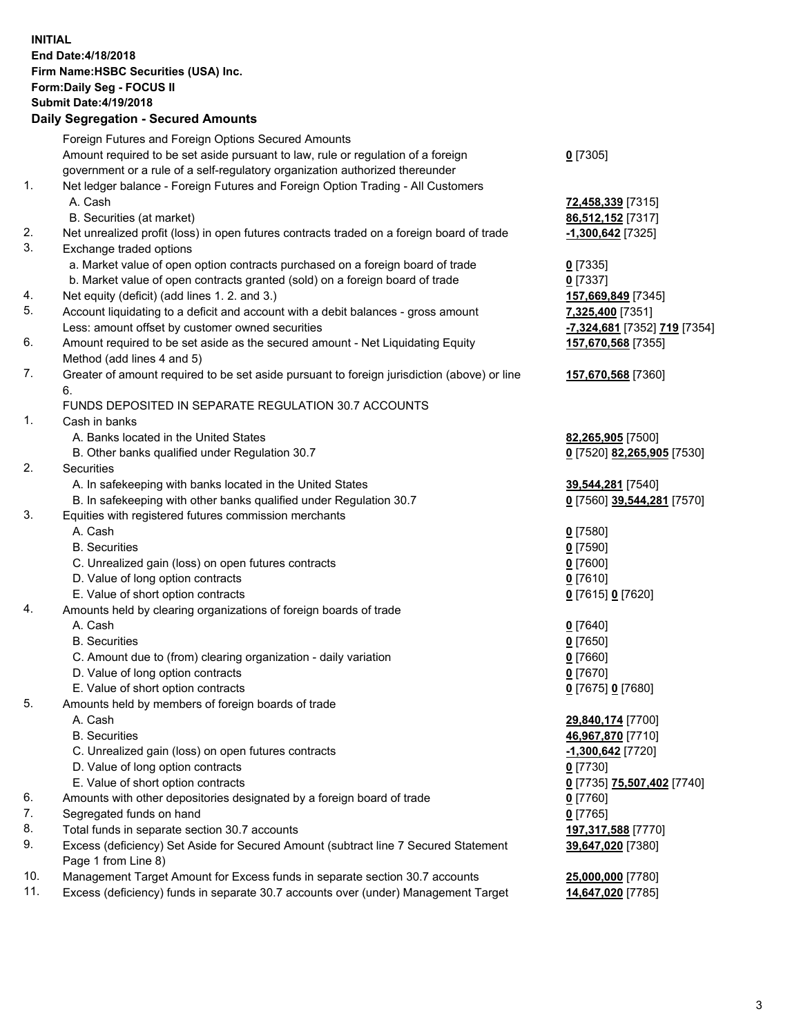**INITIAL**
**End Date:4/18/2018**
**Firm Name:HSBC Securities (USA) Inc.**
**Form:Daily Seg - FOCUS II**
**Submit Date:4/19/2018**
**Daily Segregation - Secured Amounts**

| | | |
|---|---|---|
| | Foreign Futures and Foreign Options Secured Amounts | |
| | Amount required to be set aside pursuant to law, rule or regulation of a foreign government or a rule of a self-regulatory organization authorized thereunder | **0** [7305] |
| 1. | Net ledger balance - Foreign Futures and Foreign Option Trading - All Customers | |
| | A. Cash | **72,458,339** [7315] |
| | B. Securities (at market) | **86,512,152** [7317] |
| 2. | Net unrealized profit (loss) in open futures contracts traded on a foreign board of trade | **-1,300,642** [7325] |
| 3. | Exchange traded options | |
| | a. Market value of open option contracts purchased on a foreign board of trade | **0** [7335] |
| | b. Market value of open contracts granted (sold) on a foreign board of trade | **0** [7337] |
| 4. | Net equity (deficit) (add lines 1. 2. and 3.) | **157,669,849** [7345] |
| 5. | Account liquidating to a deficit and account with a debit balances - gross amount | **7,325,400** [7351] |
| | Less: amount offset by customer owned securities | **-7,324,681** [7352] **719** [7354] |
| 6. | Amount required to be set aside as the secured amount - Net Liquidating Equity Method (add lines 4 and 5) | **157,670,568** [7355] |
| 7. | Greater of amount required to be set aside pursuant to foreign jurisdiction (above) or line 6. | **157,670,568** [7360] |
| | FUNDS DEPOSITED IN SEPARATE REGULATION 30.7 ACCOUNTS | |
| 1. | Cash in banks | |
| | A. Banks located in the United States | **82,265,905** [7500] |
| | B. Other banks qualified under Regulation 30.7 | **0** [7520] **82,265,905** [7530] |
| 2. | Securities | |
| | A. In safekeeping with banks located in the United States | **39,544,281** [7540] |
| | B. In safekeeping with other banks qualified under Regulation 30.7 | **0** [7560] **39,544,281** [7570] |
| 3. | Equities with registered futures commission merchants | |
| | A. Cash | **0** [7580] |
| | B. Securities | **0** [7590] |
| | C. Unrealized gain (loss) on open futures contracts | **0** [7600] |
| | D. Value of long option contracts | **0** [7610] |
| | E. Value of short option contracts | **0** [7615] **0** [7620] |
| 4. | Amounts held by clearing organizations of foreign boards of trade | |
| | A. Cash | **0** [7640] |
| | B. Securities | **0** [7650] |
| | C. Amount due to (from) clearing organization - daily variation | **0** [7660] |
| | D. Value of long option contracts | **0** [7670] |
| | E. Value of short option contracts | **0** [7675] **0** [7680] |
| 5. | Amounts held by members of foreign boards of trade | |
| | A. Cash | **29,840,174** [7700] |
| | B. Securities | **46,967,870** [7710] |
| | C. Unrealized gain (loss) on open futures contracts | **-1,300,642** [7720] |
| | D. Value of long option contracts | **0** [7730] |
| | E. Value of short option contracts | **0** [7735] **75,507,402** [7740] |
| 6. | Amounts with other depositories designated by a foreign board of trade | **0** [7760] |
| 7. | Segregated funds on hand | **0** [7765] |
| 8. | Total funds in separate section 30.7 accounts | **197,317,588** [7770] |
| 9. | Excess (deficiency) Set Aside for Secured Amount (subtract line 7 Secured Statement Page 1 from Line 8) | **39,647,020** [7380] |
| 10. | Management Target Amount for Excess funds in separate section 30.7 accounts | **25,000,000** [7780] |
| 11. | Excess (deficiency) funds in separate 30.7 accounts over (under) Management Target | **14,647,020** [7785] |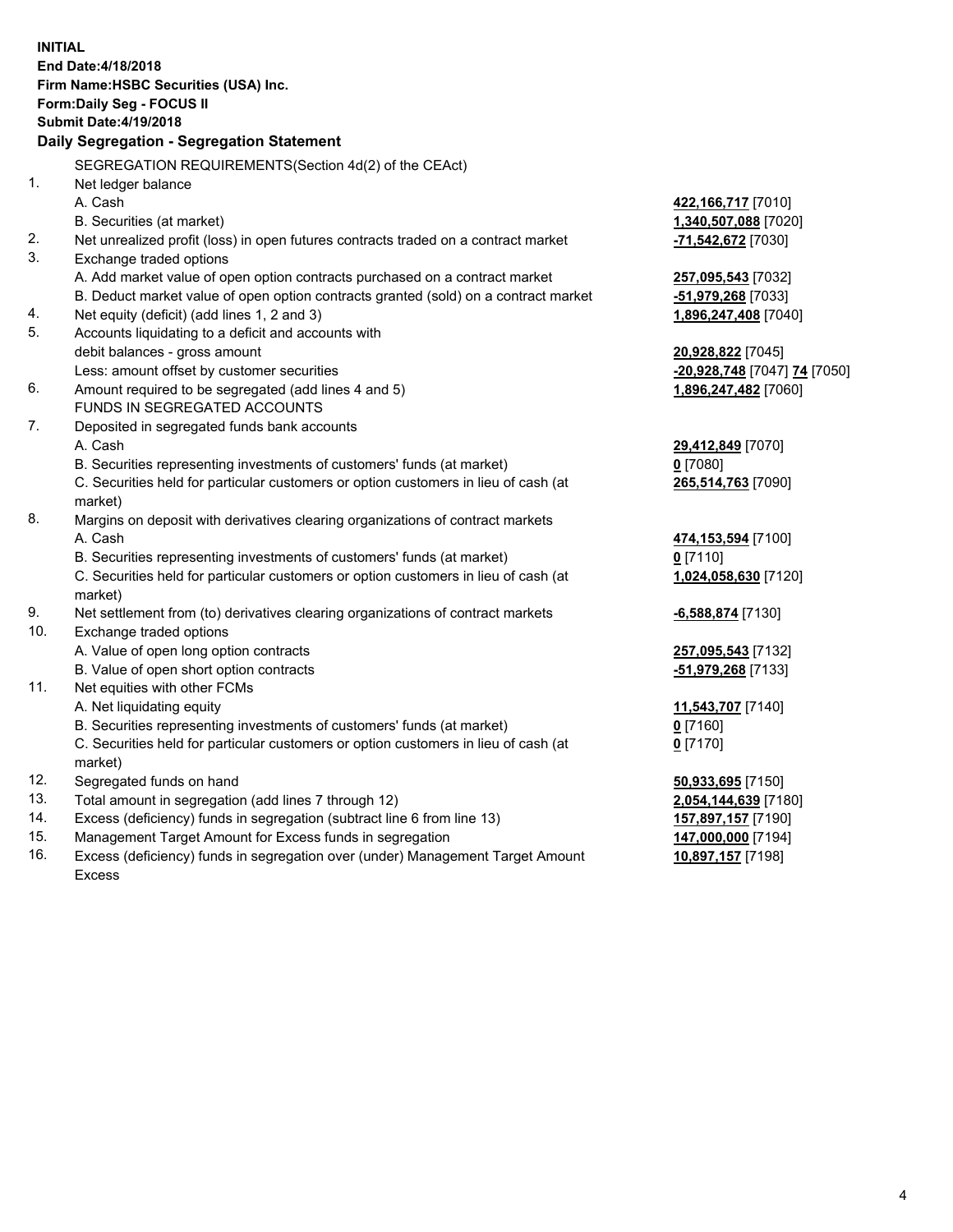**INITIAL**
**End Date:4/18/2018**
**Firm Name:HSBC Securities (USA) Inc.**
**Form:Daily Seg - FOCUS II**
**Submit Date:4/19/2018**

## Daily Segregation - Segregation Statement

SEGREGATION REQUIREMENTS(Section 4d(2) of the CEAct)

| | | |
|---|---|---|
| 1. | Net ledger balance | |
| | A. Cash | **422,166,717** [7010] |
| | B. Securities (at market) | **1,340,507,088** [7020] |
| 2. | Net unrealized profit (loss) in open futures contracts traded on a contract market | **-71,542,672** [7030] |
| 3. | Exchange traded options | |
| | A. Add market value of open option contracts purchased on a contract market | **257,095,543** [7032] |
| | B. Deduct market value of open option contracts granted (sold) on a contract market | **-51,979,268** [7033] |
| 4. | Net equity (deficit) (add lines 1, 2 and 3) | **1,896,247,408** [7040] |
| 5. | Accounts liquidating to a deficit and accounts with debit balances - gross amount | **20,928,822** [7045] |
| | Less: amount offset by customer securities | **-20,928,748** [7047] **74** [7050] |
| 6. | Amount required to be segregated (add lines 4 and 5) | **1,896,247,482** [7060] |
| | FUNDS IN SEGREGATED ACCOUNTS | |
| 7. | Deposited in segregated funds bank accounts | |
| | A. Cash | **29,412,849** [7070] |
| | B. Securities representing investments of customers' funds (at market) | **0** [7080] |
| | C. Securities held for particular customers or option customers in lieu of cash (at market) | **265,514,763** [7090] |
| 8. | Margins on deposit with derivatives clearing organizations of contract markets | |
| | A. Cash | **474,153,594** [7100] |
| | B. Securities representing investments of customers' funds (at market) | **0** [7110] |
| | C. Securities held for particular customers or option customers in lieu of cash (at market) | **1,024,058,630** [7120] |
| 9. | Net settlement from (to) derivatives clearing organizations of contract markets | **-6,588,874** [7130] |
| 10. | Exchange traded options | |
| | A. Value of open long option contracts | **257,095,543** [7132] |
| | B. Value of open short option contracts | **-51,979,268** [7133] |
| 11. | Net equities with other FCMs | |
| | A. Net liquidating equity | **11,543,707** [7140] |
| | B. Securities representing investments of customers' funds (at market) | **0** [7160] |
| | C. Securities held for particular customers or option customers in lieu of cash (at market) | **0** [7170] |
| 12. | Segregated funds on hand | **50,933,695** [7150] |
| 13. | Total amount in segregation (add lines 7 through 12) | **2,054,144,639** [7180] |
| 14. | Excess (deficiency) funds in segregation (subtract line 6 from line 13) | **157,897,157** [7190] |
| 15. | Management Target Amount for Excess funds in segregation | **147,000,000** [7194] |
| 16. | Excess (deficiency) funds in segregation over (under) Management Target Amount Excess | **10,897,157** [7198] |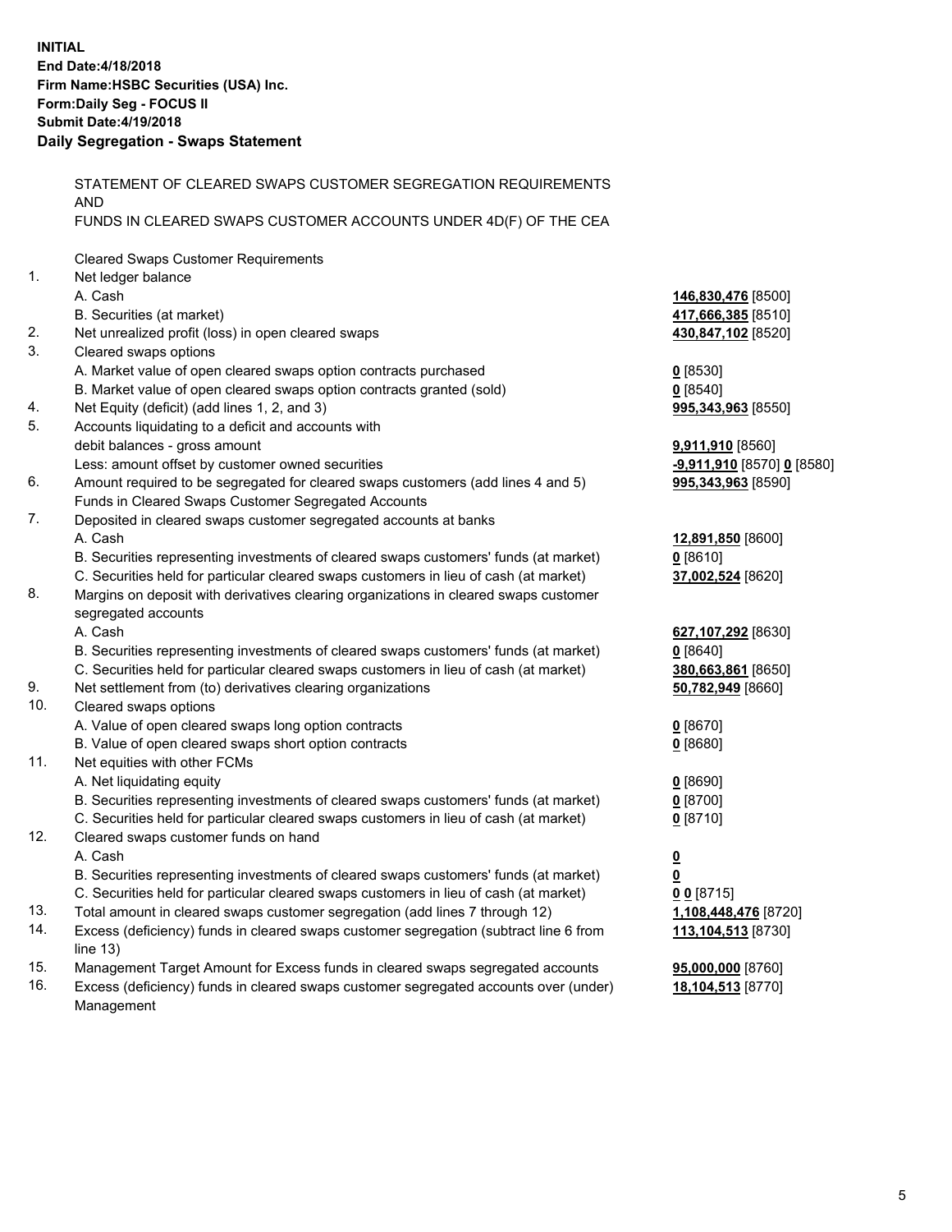**INITIAL**
**End Date:4/18/2018**
**Firm Name:HSBC Securities (USA) Inc.**
**Form:Daily Seg - FOCUS II**
**Submit Date:4/19/2018**
**Daily Segregation - Swaps Statement**

STATEMENT OF CLEARED SWAPS CUSTOMER SEGREGATION REQUIREMENTS AND FUNDS IN CLEARED SWAPS CUSTOMER ACCOUNTS UNDER 4D(F) OF THE CEA

| | | |
|---|---|---|
| | Cleared Swaps Customer Requirements | |
| 1. | Net ledger balance | |
| | A. Cash | **146,830,476** [8500] |
| | B. Securities (at market) | **417,666,385** [8510] |
| 2. | Net unrealized profit (loss) in open cleared swaps | **430,847,102** [8520] |
| 3. | Cleared swaps options | |
| | A. Market value of open cleared swaps option contracts purchased | **0** [8530] |
| | B. Market value of open cleared swaps option contracts granted (sold) | **0** [8540] |
| 4. | Net Equity (deficit) (add lines 1, 2, and 3) | **995,343,963** [8550] |
| 5. | Accounts liquidating to a deficit and accounts with debit balances - gross amount | **9,911,910** [8560] |
| | Less: amount offset by customer owned securities | **-9,911,910** [8570] **0** [8580] |
| 6. | Amount required to be segregated for cleared swaps customers (add lines 4 and 5) | **995,343,963** [8590] |
| | Funds in Cleared Swaps Customer Segregated Accounts | |
| 7. | Deposited in cleared swaps customer segregated accounts at banks | |
| | A. Cash | **12,891,850** [8600] |
| | B. Securities representing investments of cleared swaps customers' funds (at market) | **0** [8610] |
| | C. Securities held for particular cleared swaps customers in lieu of cash (at market) | **37,002,524** [8620] |
| 8. | Margins on deposit with derivatives clearing organizations in cleared swaps customer segregated accounts | |
| | A. Cash | **627,107,292** [8630] |
| | B. Securities representing investments of cleared swaps customers' funds (at market) | **0** [8640] |
| | C. Securities held for particular cleared swaps customers in lieu of cash (at market) | **380,663,861** [8650] |
| 9. | Net settlement from (to) derivatives clearing organizations | **50,782,949** [8660] |
| 10. | Cleared swaps options | |
| | A. Value of open cleared swaps long option contracts | **0** [8670] |
| | B. Value of open cleared swaps short option contracts | **0** [8680] |
| 11. | Net equities with other FCMs | |
| | A. Net liquidating equity | **0** [8690] |
| | B. Securities representing investments of cleared swaps customers' funds (at market) | **0** [8700] |
| | C. Securities held for particular cleared swaps customers in lieu of cash (at market) | **0** [8710] |
| 12. | Cleared swaps customer funds on hand | |
| | A. Cash | **0** |
| | B. Securities representing investments of cleared swaps customers' funds (at market) | **0** |
| | C. Securities held for particular cleared swaps customers in lieu of cash (at market) | **0** **0** [8715] |
| 13. | Total amount in cleared swaps customer segregation (add lines 7 through 12) | **1,108,448,476** [8720] |
| 14. | Excess (deficiency) funds in cleared swaps customer segregation (subtract line 6 from line 13) | **113,104,513** [8730] |
| 15. | Management Target Amount for Excess funds in cleared swaps segregated accounts | **95,000,000** [8760] |
| 16. | Excess (deficiency) funds in cleared swaps customer segregated accounts over (under) Management | **18,104,513** [8770] |